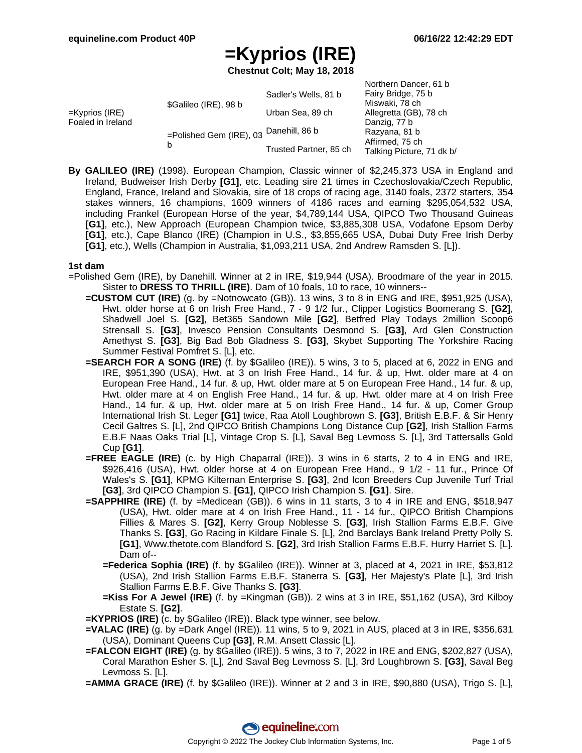# =Kyprios (IRE)

**Chestnut Colt; May 18, 2018**

| | | | |
|---|---|---|---|
| =Kyprios (IRE) Foaled in Ireland | $Galileo (IRE), 98 b | Sadler's Wells, 81 b | Northern Dancer, 61 b |
| | | | Fairy Bridge, 75 b |
| | | Urban Sea, 89 ch | Miswaki, 78 ch |
| | | | Allegretta (GB), 78 ch |
| | =Polished Gem (IRE), 03 b | Danehill, 86 b | Danzig, 77 b |
| | | | Razyana, 81 b |
| | | Trusted Partner, 85 ch | Affirmed, 75 ch |
| | | | Talking Picture, 71 dk b/ |

**By GALILEO (IRE)** (1998). European Champion, Classic winner of $2,245,373 USA in England and Ireland, Budweiser Irish Derby **[G1]**, etc. Leading sire 21 times in Czechoslovakia/Czech Republic, England, France, Ireland and Slovakia, sire of 18 crops of racing age, 3140 foals, 2372 starters, 354 stakes winners, 16 champions, 1609 winners of 4186 races and earning $295,054,532 USA, including Frankel (European Horse of the year, $4,789,144 USA, QIPCO Two Thousand Guineas **[G1]**, etc.), New Approach (European Champion twice, $3,885,308 USA, Vodafone Epsom Derby **[G1]**, etc.), Cape Blanco (IRE) (Champion in U.S., $3,855,665 USA, Dubai Duty Free Irish Derby **[G1]**, etc.), Wells (Champion in Australia, $1,093,211 USA, 2nd Andrew Ramsden S. [L]).

## 1st dam

=Polished Gem (IRE), by Danehill. Winner at 2 in IRE, $19,944 (USA). Broodmare of the year in 2015. Sister to **DRESS TO THRILL (IRE)**. Dam of 10 foals, 10 to race, 10 winners--

- **=CUSTOM CUT (IRE)** (g. by =Notnowcato (GB)). 13 wins, 3 to 8 in ENG and IRE, $951,925 (USA), Hwt. older horse at 6 on Irish Free Hand., 7 - 9 1/2 fur., Clipper Logistics Boomerang S. **[G2]**, Shadwell Joel S. **[G2]**, Bet365 Sandown Mile **[G2]**, Betfred Play Todays 2million Scoop6 Strensall S. **[G3]**, Invesco Pension Consultants Desmond S. **[G3]**, Ard Glen Construction Amethyst S. **[G3]**, Big Bad Bob Gladness S. **[G3]**, Skybet Supporting The Yorkshire Racing Summer Festival Pomfret S. [L], etc.
- **=SEARCH FOR A SONG (IRE)** (f. by $Galileo (IRE)). 5 wins, 3 to 5, placed at 6, 2022 in ENG and IRE, $951,390 (USA), Hwt. at 3 on Irish Free Hand., 14 fur. & up, Hwt. older mare at 4 on European Free Hand., 14 fur. & up, Hwt. older mare at 5 on European Free Hand., 14 fur. & up, Hwt. older mare at 4 on English Free Hand., 14 fur. & up, Hwt. older mare at 4 on Irish Free Hand., 14 fur. & up, Hwt. older mare at 5 on Irish Free Hand., 14 fur. & up, Comer Group International Irish St. Leger **[G1]** twice, Raa Atoll Loughbrown S. **[G3]**, British E.B.F. & Sir Henry Cecil Galtres S. [L], 2nd QIPCO British Champions Long Distance Cup **[G2]**, Irish Stallion Farms E.B.F Naas Oaks Trial [L], Vintage Crop S. [L], Saval Beg Levmoss S. [L], 3rd Tattersalls Gold Cup **[G1]**.
- **=FREE EAGLE (IRE)** (c. by High Chaparral (IRE)). 3 wins in 6 starts, 2 to 4 in ENG and IRE, $926,416 (USA), Hwt. older horse at 4 on European Free Hand., 9 1/2 - 11 fur., Prince Of Wales's S. **[G1]**, KPMG Kilternan Enterprise S. **[G3]**, 2nd Icon Breeders Cup Juvenile Turf Trial **[G3]**, 3rd QIPCO Champion S. **[G1]**, QIPCO Irish Champion S. **[G1]**. Sire.
- **=SAPPHIRE (IRE)** (f. by =Medicean (GB)). 6 wins in 11 starts, 3 to 4 in IRE and ENG, $518,947 (USA), Hwt. older mare at 4 on Irish Free Hand., 11 - 14 fur., QIPCO British Champions Fillies & Mares S. **[G2]**, Kerry Group Noblesse S. **[G3]**, Irish Stallion Farms E.B.F. Give Thanks S. **[G3]**, Go Racing in Kildare Finale S. [L], 2nd Barclays Bank Ireland Pretty Polly S. **[G1]**, Www.thetote.com Blandford S. **[G2]**, 3rd Irish Stallion Farms E.B.F. Hurry Harriet S. [L]. Dam of--
  - **=Federica Sophia (IRE)** (f. by $Galileo (IRE)). Winner at 3, placed at 4, 2021 in IRE, $53,812 (USA), 2nd Irish Stallion Farms E.B.F. Stanerra S. **[G3]**, Her Majesty's Plate [L], 3rd Irish Stallion Farms E.B.F. Give Thanks S. **[G3]**.
  - **=Kiss For A Jewel (IRE)** (f. by =Kingman (GB)). 2 wins at 3 in IRE, $51,162 (USA), 3rd Kilboy Estate S. **[G2]**.
- **=KYPRIOS (IRE)** (c. by $Galileo (IRE)). Black type winner, see below.
- **=VALAC (IRE)** (g. by =Dark Angel (IRE)). 11 wins, 5 to 9, 2021 in AUS, placed at 3 in IRE, $356,631 (USA), Dominant Queens Cup **[G3]**, R.M. Ansett Classic [L].
- **=FALCON EIGHT (IRE)** (g. by $Galileo (IRE)). 5 wins, 3 to 7, 2022 in IRE and ENG, $202,827 (USA), Coral Marathon Esher S. [L], 2nd Saval Beg Levmoss S. [L], 3rd Loughbrown S. **[G3]**, Saval Beg Levmoss S. [L].
- **=AMMA GRACE (IRE)** (f. by $Galileo (IRE)). Winner at 2 and 3 in IRE, $90,880 (USA), Trigo S. [L],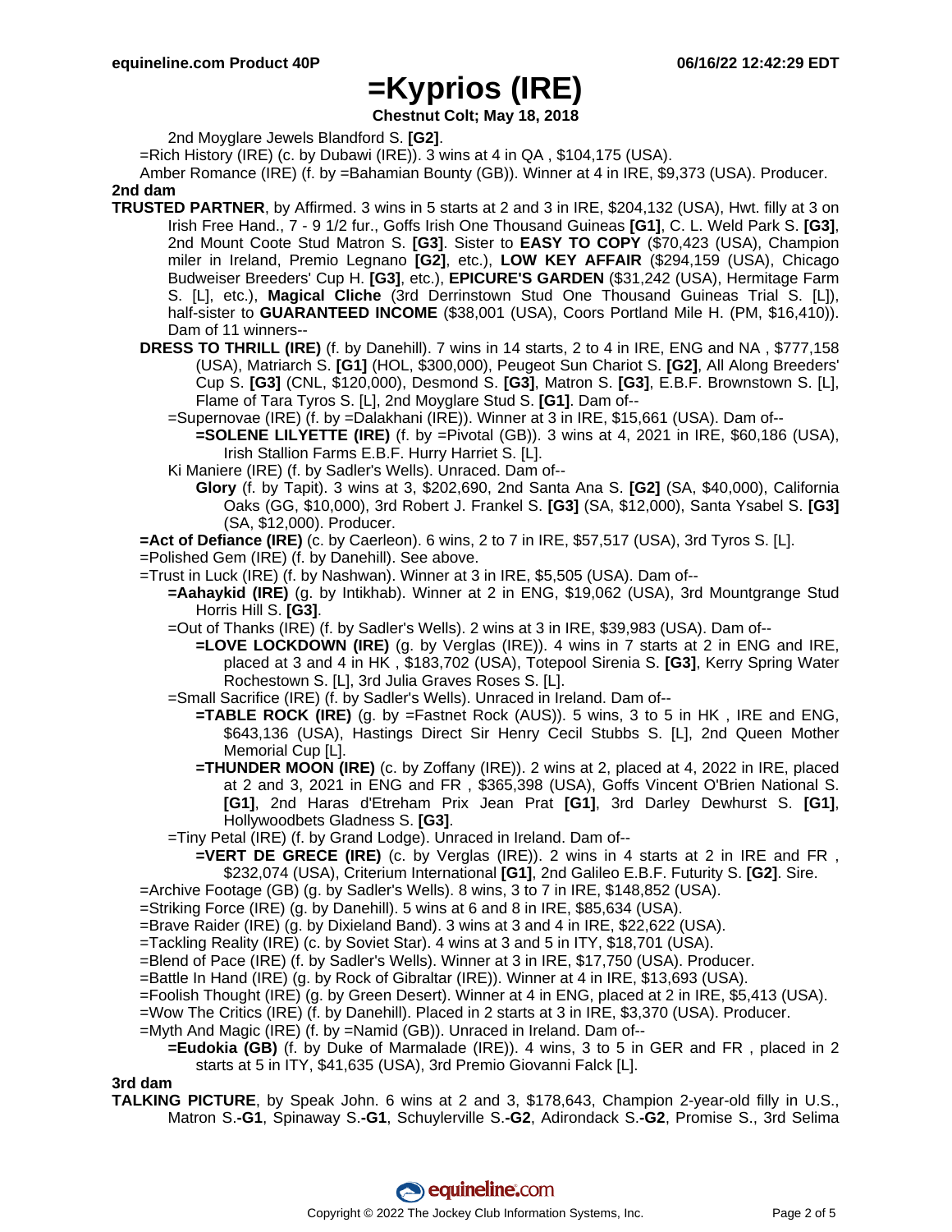# =Kyprios (IRE)

**Chestnut Colt; May 18, 2018**

2nd Moyglare Jewels Blandford S. **[G2]**.

=Rich History (IRE) (c. by Dubawi (IRE)). 3 wins at 4 in QA , $104,175 (USA).

Amber Romance (IRE) (f. by =Bahamian Bounty (GB)). Winner at 4 in IRE, $9,373 (USA). Producer.

**2nd dam**

**TRUSTED PARTNER**, by Affirmed. 3 wins in 5 starts at 2 and 3 in IRE, $204,132 (USA), Hwt. filly at 3 on Irish Free Hand., 7 - 9 1/2 fur., Goffs Irish One Thousand Guineas **[G1]**, C. L. Weld Park S. **[G3]**, 2nd Mount Coote Stud Matron S. **[G3]**. Sister to **EASY TO COPY** ($70,423 (USA), Champion miler in Ireland, Premio Legnano **[G2]**, etc.), **LOW KEY AFFAIR** ($294,159 (USA), Chicago Budweiser Breeders' Cup H. **[G3]**, etc.), **EPICURE'S GARDEN** ($31,242 (USA), Hermitage Farm S. [L], etc.), **Magical Cliche** (3rd Derrinstown Stud One Thousand Guineas Trial S. [L]), half-sister to **GUARANTEED INCOME** ($38,001 (USA), Coors Portland Mile H. (PM, $16,410)). Dam of 11 winners--

**DRESS TO THRILL (IRE)** (f. by Danehill). 7 wins in 14 starts, 2 to 4 in IRE, ENG and NA , $777,158 (USA), Matriarch S. **[G1]** (HOL, $300,000), Peugeot Sun Chariot S. **[G2]**, All Along Breeders' Cup S. **[G3]** (CNL, $120,000), Desmond S. **[G3]**, Matron S. **[G3]**, E.B.F. Brownstown S. [L], Flame of Tara Tyros S. [L], 2nd Moyglare Stud S. **[G1]**. Dam of--

=Supernovae (IRE) (f. by =Dalakhani (IRE)). Winner at 3 in IRE, $15,661 (USA). Dam of--

**=SOLENE LILYETTE (IRE)** (f. by =Pivotal (GB)). 3 wins at 4, 2021 in IRE, $60,186 (USA), Irish Stallion Farms E.B.F. Hurry Harriet S. [L].

Ki Maniere (IRE) (f. by Sadler's Wells). Unraced. Dam of--

**Glory** (f. by Tapit). 3 wins at 3, $202,690, 2nd Santa Ana S. **[G2]** (SA, $40,000), California Oaks (GG, $10,000), 3rd Robert J. Frankel S. **[G3]** (SA, $12,000), Santa Ysabel S. **[G3]** (SA, $12,000). Producer.

**=Act of Defiance (IRE)** (c. by Caerleon). 6 wins, 2 to 7 in IRE, $57,517 (USA), 3rd Tyros S. [L].

=Polished Gem (IRE) (f. by Danehill). See above.

=Trust in Luck (IRE) (f. by Nashwan). Winner at 3 in IRE, $5,505 (USA). Dam of--

**=Aahaykid (IRE)** (g. by Intikhab). Winner at 2 in ENG, $19,062 (USA), 3rd Mountgrange Stud Horris Hill S. **[G3]**.

=Out of Thanks (IRE) (f. by Sadler's Wells). 2 wins at 3 in IRE, $39,983 (USA). Dam of--

**=LOVE LOCKDOWN (IRE)** (g. by Verglas (IRE)). 4 wins in 7 starts at 2 in ENG and IRE, placed at 3 and 4 in HK , $183,702 (USA), Totepool Sirenia S. **[G3]**, Kerry Spring Water Rochestown S. [L], 3rd Julia Graves Roses S. [L].

=Small Sacrifice (IRE) (f. by Sadler's Wells). Unraced in Ireland. Dam of--

**=TABLE ROCK (IRE)** (g. by =Fastnet Rock (AUS)). 5 wins, 3 to 5 in HK , IRE and ENG, $643,136 (USA), Hastings Direct Sir Henry Cecil Stubbs S. [L], 2nd Queen Mother Memorial Cup [L].

**=THUNDER MOON (IRE)** (c. by Zoffany (IRE)). 2 wins at 2, placed at 4, 2022 in IRE, placed at 2 and 3, 2021 in ENG and IRE, $365,398 (USA), Goffs Vincent O'Brien National S. **[G1]**, 2nd Haras d'Etreham Prix Jean Prat **[G1]**, 3rd Darley Dewhurst S. **[G1]**, Hollywoodbets Gladness S. **[G3]**.

=Tiny Petal (IRE) (f. by Grand Lodge). Unraced in Ireland. Dam of--

**=VERT DE GRECE (IRE)** (c. by Verglas (IRE)). 2 wins in 4 starts at 2 in IRE and FR , $232,074 (USA), Criterium International **[G1]**, 2nd Galileo E.B.F. Futurity S. **[G2]**. Sire.

=Archive Footage (GB) (g. by Sadler's Wells). 8 wins, 3 to 7 in IRE, $148,852 (USA).

=Striking Force (IRE) (g. by Danehill). 5 wins at 6 and 8 in IRE, $85,634 (USA).

=Brave Raider (IRE) (g. by Dixieland Band). 3 wins at 3 and 4 in IRE, $22,622 (USA).

=Tackling Reality (IRE) (c. by Soviet Star). 4 wins at 3 and 5 in ITY, $18,701 (USA).

=Blend of Pace (IRE) (f. by Sadler's Wells). Winner at 3 in IRE, $17,750 (USA). Producer.

=Battle In Hand (IRE) (g. by Rock of Gibraltar (IRE)). Winner at 4 in IRE, $13,693 (USA).

=Foolish Thought (IRE) (g. by Green Desert). Winner at 4 in ENG, placed at 2 in IRE, $5,413 (USA).

=Wow The Critics (IRE) (f. by Danehill). Placed in 2 starts at 3 in IRE, $3,370 (USA). Producer.

=Myth And Magic (IRE) (f. by =Namid (GB)). Unraced in Ireland. Dam of--

**=Eudokia (GB)** (f. by Duke of Marmalade (IRE)). 4 wins, 3 to 5 in GER and FR , placed in 2 starts at 5 in ITY, $41,635 (USA), 3rd Premio Giovanni Falck [L].

**3rd dam**

**TALKING PICTURE**, by Speak John. 6 wins at 2 and 3, $178,643, Champion 2-year-old filly in U.S., Matron S.**-G1**, Spinaway S.**-G1**, Schuylerville S.**-G2**, Adirondack S.**-G2**, Promise S., 3rd Selima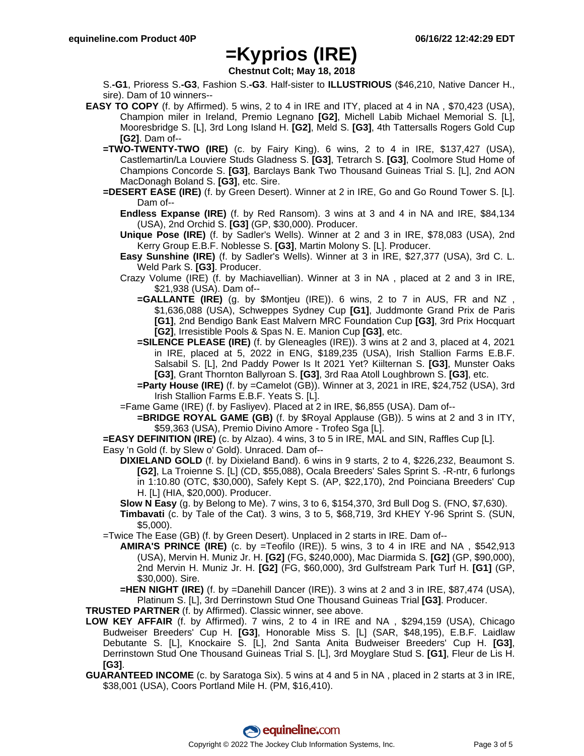# =Kyprios (IRE)

**Chestnut Colt; May 18, 2018**

S.-**G1**, Prioress S.-**G3**, Fashion S.-**G3**. Half-sister to **ILLUSTRIOUS** ($46,210, Native Dancer H., sire). Dam of 10 winners--

**EASY TO COPY** (f. by Affirmed). 5 wins, 2 to 4 in IRE and ITY, placed at 4 in NA , $70,423 (USA), Champion miler in Ireland, Premio Legnano **[G2]**, Michell Labib Michael Memorial S. [L], Mooresbridge S. [L], 3rd Long Island H. **[G2]**, Meld S. **[G3]**, 4th Tattersalls Rogers Gold Cup **[G2]**. Dam of--

- **=TWO-TWENTY-TWO (IRE)** (c. by Fairy King). 6 wins, 2 to 4 in IRE, $137,427 (USA), Castlemartin/La Louviere Studs Gladness S. **[G3]**, Tetrarch S. **[G3]**, Coolmore Stud Home of Champions Concorde S. **[G3]**, Barclays Bank Two Thousand Guineas Trial S. [L], 2nd AON MacDonagh Boland S. **[G3]**, etc. Sire.
- **=DESERT EASE (IRE)** (f. by Green Desert). Winner at 2 in IRE, Go and Go Round Tower S. [L]. Dam of--
  - **Endless Expanse (IRE)** (f. by Red Ransom). 3 wins at 3 and 4 in NA and IRE, $84,134 (USA), 2nd Orchid S. **[G3]** (GP, $30,000). Producer.
  - **Unique Pose (IRE)** (f. by Sadler's Wells). Winner at 2 and 3 in IRE, $78,083 (USA), 2nd Kerry Group E.B.F. Noblesse S. **[G3]**, Martin Molony S. [L]. Producer.
  - **Easy Sunshine (IRE)** (f. by Sadler's Wells). Winner at 3 in IRE, $27,377 (USA), 3rd C. L. Weld Park S. **[G3]**. Producer.
  - Crazy Volume (IRE) (f. by Machiavellian). Winner at 3 in NA , placed at 2 and 3 in IRE, $21,938 (USA). Dam of--
    - **=GALLANTE (IRE)** (g. by $Montjeu (IRE)). 6 wins, 2 to 7 in AUS, FR and NZ , $1,636,088 (USA), Schweppes Sydney Cup **[G1]**, Juddmonte Grand Prix de Paris **[G1]**, 2nd Bendigo Bank East Malvern MRC Foundation Cup **[G3]**, 3rd Prix Hocquart **[G2]**, Irresistible Pools & Spas N. E. Manion Cup **[G3]**, etc.
    - **=SILENCE PLEASE (IRE)** (f. by Gleneagles (IRE)). 3 wins at 2 and 3, placed at 4, 2021 in IRE, placed at 5, 2022 in ENG, $189,235 (USA), Irish Stallion Farms E.B.F. Salsabil S. [L], 2nd Paddy Power Is It 2021 Yet? Kiilternan S. **[G3]**, Munster Oaks **[G3]**, Grant Thornton Ballyroan S. **[G3]**, 3rd Raa Atoll Loughbrown S. **[G3]**, etc.
    - **=Party House (IRE)** (f. by =Camelot (GB)). Winner at 3, 2021 in IRE, $24,752 (USA), 3rd Irish Stallion Farms E.B.F. Yeats S. [L].
  - =Fame Game (IRE) (f. by Fasliyev). Placed at 2 in IRE, $6,855 (USA). Dam of--
    - **=BRIDGE ROYAL GAME (GB)** (f. by $Royal Applause (GB)). 5 wins at 2 and 3 in ITY, $59,363 (USA), Premio Divino Amore - Trofeo Sga [L].
- **=EASY DEFINITION (IRE)** (c. by Alzao). 4 wins, 3 to 5 in IRE, MAL and SIN, Raffles Cup [L].
- Easy 'n Gold (f. by Slew o' Gold). Unraced. Dam of--
  - **DIXIELAND GOLD** (f. by Dixieland Band). 6 wins in 9 starts, 2 to 4, $226,232, Beaumont S. **[G2]**, La Troienne S. [L] (CD, $55,088), Ocala Breeders' Sales Sprint S. -R-ntr, 6 furlongs in 1:10.80 (OTC, $30,000), Safely Kept S. (AP, $22,170), 2nd Poinciana Breeders' Cup H. [L] (HIA, $20,000). Producer.
  - **Slow N Easy** (g. by Belong to Me). 7 wins, 3 to 6, $154,370, 3rd Bull Dog S. (FNO, $7,630).
  - **Timbavati** (c. by Tale of the Cat). 3 wins, 3 to 5, $68,719, 3rd KHEY Y-96 Sprint S. (SUN, $5,000).
- =Twice The Ease (GB) (f. by Green Desert). Unplaced in 2 starts in IRE. Dam of--
  - **AMIRA'S PRINCE (IRE)** (c. by =Teofilo (IRE)). 5 wins, 3 to 4 in IRE and NA , $542,913 (USA), Mervin H. Muniz Jr. H. **[G2]** (FG, $240,000), Mac Diarmida S. **[G2]** (GP, $90,000), 2nd Mervin H. Muniz Jr. H. **[G2]** (FG, $60,000), 3rd Gulfstream Park Turf H. **[G1]** (GP, $30,000). Sire.
  - **=HEN NIGHT (IRE)** (f. by =Danehill Dancer (IRE)). 3 wins at 2 and 3 in IRE, $87,474 (USA), Platinum S. [L], 3rd Derrinstown Stud One Thousand Guineas Trial **[G3]**. Producer.

**TRUSTED PARTNER** (f. by Affirmed). Classic winner, see above.

**LOW KEY AFFAIR** (f. by Affirmed). 7 wins, 2 to 4 in IRE and NA , $294,159 (USA), Chicago Budweiser Breeders' Cup H. **[G3]**, Honorable Miss S. [L] (SAR, $48,195), E.B.F. Laidlaw Debutante S. [L], Knockaire S. [L], 2nd Santa Anita Budweiser Breeders' Cup H. **[G3]**, Derrinstown Stud One Thousand Guineas Trial S. [L], 3rd Moyglare Stud S. **[G1]**, Fleur de Lis H. **[G3]**.

**GUARANTEED INCOME** (c. by Saratoga Six). 5 wins at 4 and 5 in NA , placed in 2 starts at 3 in IRE, $38,001 (USA), Coors Portland Mile H. (PM, $16,410).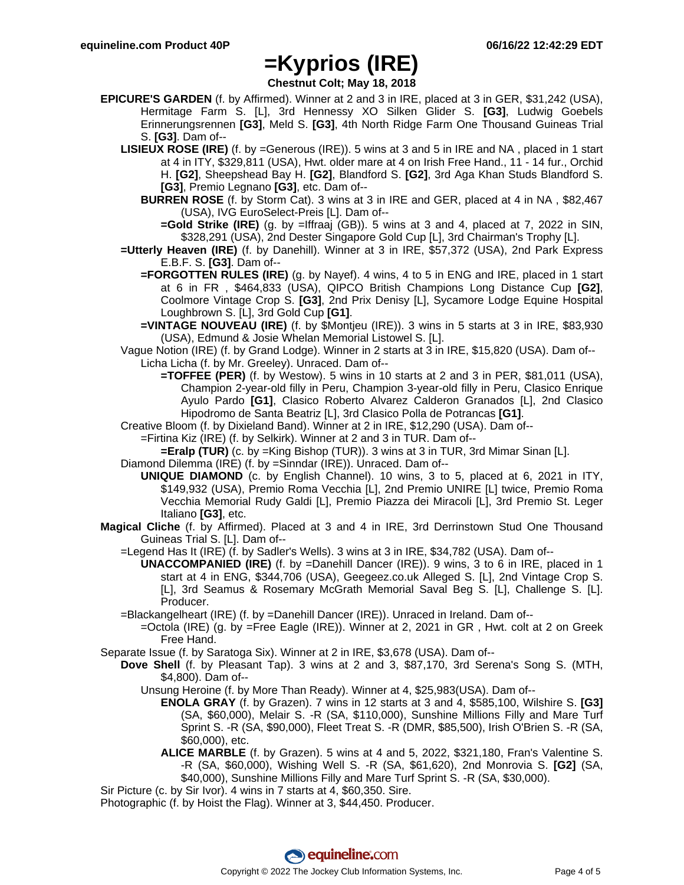# =Kyprios (IRE)

**Chestnut Colt; May 18, 2018**

**EPICURE'S GARDEN** (f. by Affirmed). Winner at 2 and 3 in IRE, placed at 3 in GER, $31,242 (USA), Hermitage Farm S. [L], 3rd Hennessy XO Silken Glider S. **[G3]**, Ludwig Goebels Erinnerungsrennen **[G3]**, Meld S. **[G3]**, 4th North Ridge Farm One Thousand Guineas Trial S. **[G3]**. Dam of--

- **LISIEUX ROSE (IRE)** (f. by =Generous (IRE)). 5 wins at 3 and 5 in IRE and NA , placed in 1 start at 4 in ITY, $329,811 (USA), Hwt. older mare at 4 on Irish Free Hand., 11 - 14 fur., Orchid H. **[G2]**, Sheepshead Bay H. **[G2]**, Blandford S. **[G2]**, 3rd Aga Khan Studs Blandford S. **[G3]**, Premio Legnano **[G3]**, etc. Dam of--
  - **BURREN ROSE** (f. by Storm Cat). 3 wins at 3 in IRE and GER, placed at 4 in NA , $82,467 (USA), IVG EuroSelect-Preis [L]. Dam of--
    - **=Gold Strike (IRE)** (g. by =Iffraaj (GB)). 5 wins at 3 and 4, placed at 7, 2022 in SIN, $328,291 (USA), 2nd Dester Singapore Gold Cup [L], 3rd Chairman's Trophy [L].
- **=Utterly Heaven (IRE)** (f. by Danehill). Winner at 3 in IRE, $57,372 (USA), 2nd Park Express E.B.F. S. **[G3]**. Dam of--
  - **=FORGOTTEN RULES (IRE)** (g. by Nayef). 4 wins, 4 to 5 in ENG and IRE, placed in 1 start at 6 in FR , $464,833 (USA), QIPCO British Champions Long Distance Cup **[G2]**, Coolmore Vintage Crop S. **[G3]**, 2nd Prix Denisy [L], Sycamore Lodge Equine Hospital Loughbrown S. [L], 3rd Gold Cup **[G1]**.
  - **=VINTAGE NOUVEAU (IRE)** (f. by $Montjeu (IRE)). 3 wins in 5 starts at 3 in IRE, $83,930 (USA), Edmund & Josie Whelan Memorial Listowel S. [L].
- Vague Notion (IRE) (f. by Grand Lodge). Winner in 2 starts at 3 in IRE, $15,820 (USA). Dam of--
  - Licha Licha (f. by Mr. Greeley). Unraced. Dam of--
    - **=TOFFEE (PER)** (f. by Westow). 5 wins in 10 starts at 2 and 3 in PER, $81,011 (USA), Champion 2-year-old filly in Peru, Champion 3-year-old filly in Peru, Clasico Enrique Ayulo Pardo **[G1]**, Clasico Roberto Alvarez Calderon Granados [L], 2nd Clasico Hipodromo de Santa Beatriz [L], 3rd Clasico Polla de Potrancas **[G1]**.
- Creative Bloom (f. by Dixieland Band). Winner at 2 in IRE, $12,290 (USA). Dam of--
  - =Firtina Kiz (IRE) (f. by Selkirk). Winner at 2 and 3 in TUR. Dam of--
    - **=Eralp (TUR)** (c. by =King Bishop (TUR)). 3 wins at 3 in TUR, 3rd Mimar Sinan [L].
- Diamond Dilemma (IRE) (f. by =Sinndar (IRE)). Unraced. Dam of--
  - **UNIQUE DIAMOND** (c. by English Channel). 10 wins, 3 to 5, placed at 6, 2021 in ITY, $149,932 (USA), Premio Roma Vecchia [L], 2nd Premio UNIRE [L] twice, Premio Roma Vecchia Memorial Rudy Galdi [L], Premio Piazza dei Miracoli [L], 3rd Premio St. Leger Italiano **[G3]**, etc.

**Magical Cliche** (f. by Affirmed). Placed at 3 and 4 in IRE, 3rd Derrinstown Stud One Thousand Guineas Trial S. [L]. Dam of--

- =Legend Has It (IRE) (f. by Sadler's Wells). 3 wins at 3 in IRE, $34,782 (USA). Dam of--
  - **UNACCOMPANIED (IRE)** (f. by =Danehill Dancer (IRE)). 9 wins, 3 to 6 in IRE, placed in 1 start at 4 in ENG, $344,706 (USA), Geegeez.co.uk Alleged S. [L], 2nd Vintage Crop S. [L], 3rd Seamus & Rosemary McGrath Memorial Saval Beg S. [L], Challenge S. [L]. Producer.
- =Blackangelheart (IRE) (f. by =Danehill Dancer (IRE)). Unraced in Ireland. Dam of--
  - =Octola (IRE) (g. by =Free Eagle (IRE)). Winner at 2, 2021 in GR , Hwt. colt at 2 on Greek Free Hand.

Separate Issue (f. by Saratoga Six). Winner at 2 in IRE, $3,678 (USA). Dam of--

- **Dove Shell** (f. by Pleasant Tap). 3 wins at 2 and 3, $87,170, 3rd Serena's Song S. (MTH, $4,800). Dam of--
  - Unsung Heroine (f. by More Than Ready). Winner at 4, $25,983(USA). Dam of--
    - **ENOLA GRAY** (f. by Grazen). 7 wins in 12 starts at 3 and 4, $585,100, Wilshire S. **[G3]** (SA, $60,000), Melair S. -R (SA, $110,000), Sunshine Millions Filly and Mare Turf Sprint S. -R (SA, $90,000), Fleet Treat S. -R (DMR, $85,500), Irish O'Brien S. -R (SA, $60,000), etc.
    - **ALICE MARBLE** (f. by Grazen). 5 wins at 4 and 5, 2022, $321,180, Fran's Valentine S. -R (SA, $60,000), Wishing Well S. -R (SA, $61,620), 2nd Monrovia S. **[G2]** (SA, $40,000), Sunshine Millions Filly and Mare Turf Sprint S. -R (SA, $30,000).

Sir Picture (c. by Sir Ivor). 4 wins in 7 starts at 4, $60,350. Sire.

Photographic (f. by Hoist the Flag). Winner at 3, $44,450. Producer.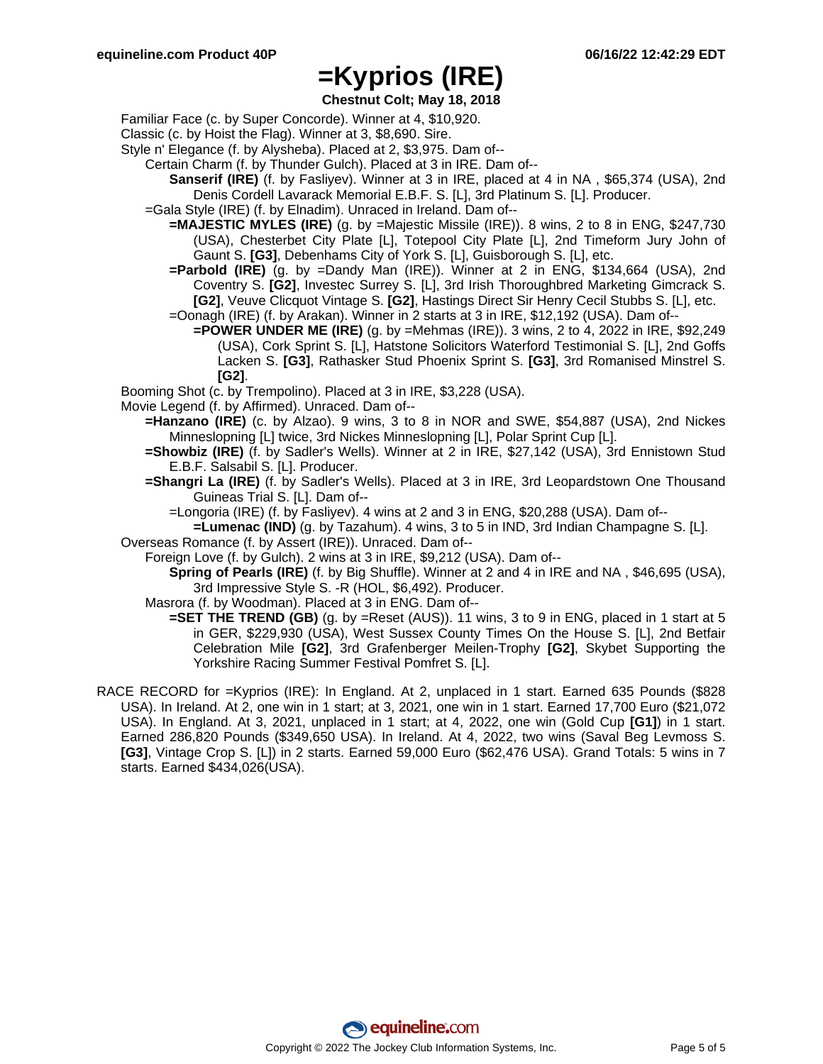# =Kyprios (IRE)

**Chestnut Colt; May 18, 2018**

Familiar Face (c. by Super Concorde). Winner at 4, $10,920.

Classic (c. by Hoist the Flag). Winner at 3, $8,690. Sire.

Style n' Elegance (f. by Alysheba). Placed at 2, $3,975. Dam of--

- Certain Charm (f. by Thunder Gulch). Placed at 3 in IRE. Dam of--
  - **Sanserif (IRE)** (f. by Fasliyev). Winner at 3 in IRE, placed at 4 in NA , $65,374 (USA), 2nd Denis Cordell Lavarack Memorial E.B.F. S. [L], 3rd Platinum S. [L]. Producer.
- =Gala Style (IRE) (f. by Elnadim). Unraced in Ireland. Dam of--
  - **=MAJESTIC MYLES (IRE)** (g. by =Majestic Missile (IRE)). 8 wins, 2 to 8 in ENG, $247,730 (USA), Chesterbet City Plate [L], Totepool City Plate [L], 2nd Timeform Jury John of Gaunt S. **[G3]**, Debenhams City of York S. [L], Guisborough S. [L], etc.
  - **=Parbold (IRE)** (g. by =Dandy Man (IRE)). Winner at 2 in ENG, $134,664 (USA), 2nd Coventry S. **[G2]**, Investec Surrey S. [L], 3rd Irish Thoroughbred Marketing Gimcrack S. **[G2]**, Veuve Clicquot Vintage S. **[G2]**, Hastings Direct Sir Henry Cecil Stubbs S. [L], etc.
  - =Oonagh (IRE) (f. by Arakan). Winner in 2 starts at 3 in IRE, $12,192 (USA). Dam of--
    - **=POWER UNDER ME (IRE)** (g. by =Mehmas (IRE)). 3 wins, 2 to 4, 2022 in IRE, $92,249 (USA), Cork Sprint S. [L], Hatstone Solicitors Waterford Testimonial S. [L], 2nd Goffs Lacken S. **[G3]**, Rathasker Stud Phoenix Sprint S. **[G3]**, 3rd Romanised Minstrel S. **[G2]**.

Booming Shot (c. by Trempolino). Placed at 3 in IRE, $3,228 (USA).

Movie Legend (f. by Affirmed). Unraced. Dam of--

- **=Hanzano (IRE)** (c. by Alzao). 9 wins, 3 to 8 in NOR and SWE, $54,887 (USA), 2nd Nickes Minneslopning [L] twice, 3rd Nickes Minneslopning [L], Polar Sprint Cup [L].
- **=Showbiz (IRE)** (f. by Sadler's Wells). Winner at 2 in IRE, $27,142 (USA), 3rd Ennistown Stud E.B.F. Salsabil S. [L]. Producer.
- **=Shangri La (IRE)** (f. by Sadler's Wells). Placed at 3 in IRE, 3rd Leopardstown One Thousand Guineas Trial S. [L]. Dam of--
  - =Longoria (IRE) (f. by Fasliyev). 4 wins at 2 and 3 in ENG, $20,288 (USA). Dam of--
    - **=Lumenac (IND)** (g. by Tazahum). 4 wins, 3 to 5 in IND, 3rd Indian Champagne S. [L].

Overseas Romance (f. by Assert (IRE)). Unraced. Dam of--

- Foreign Love (f. by Gulch). 2 wins at 3 in IRE, $9,212 (USA). Dam of--
  - **Spring of Pearls (IRE)** (f. by Big Shuffle). Winner at 2 and 4 in IRE and NA , $46,695 (USA), 3rd Impressive Style S. -R (HOL, $6,492). Producer.
- Masrora (f. by Woodman). Placed at 3 in ENG. Dam of--
  - **=SET THE TREND (GB)** (g. by =Reset (AUS)). 11 wins, 3 to 9 in ENG, placed in 1 start at 5 in GER, $229,930 (USA), West Sussex County Times On the House S. [L], 2nd Betfair Celebration Mile **[G2]**, 3rd Grafenberger Meilen-Trophy **[G2]**, Skybet Supporting the Yorkshire Racing Summer Festival Pomfret S. [L].

RACE RECORD for =Kyprios (IRE): In England. At 2, unplaced in 1 start. Earned 635 Pounds ($828 USA). In Ireland. At 2, one win in 1 start; at 3, 2021, one win in 1 start. Earned 17,700 Euro ($21,072 USA). In England. At 3, 2021, unplaced in 1 start; at 4, 2022, one win (Gold Cup **[G1]**) in 1 start. Earned 286,820 Pounds ($349,650 USA). In Ireland. At 4, 2022, two wins (Saval Beg Levmoss S. **[G3]**, Vintage Crop S. [L]) in 2 starts. Earned 59,000 Euro ($62,476 USA). Grand Totals: 5 wins in 7 starts. Earned $434,026(USA).